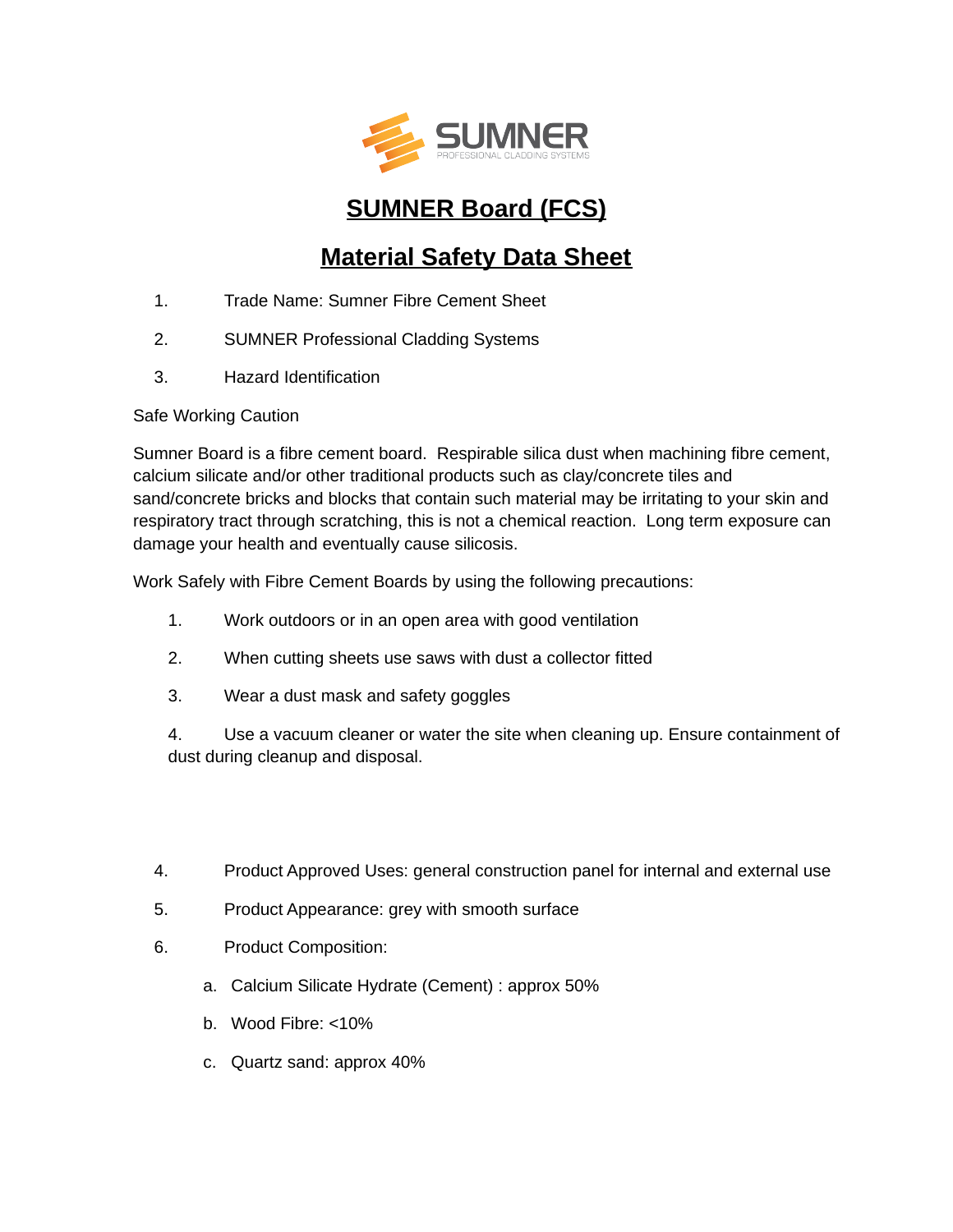SUMNER
PROFESSIONAL CLADDING SYSTEMS

# SUMNER Board (FCS)

# Material Safety Data Sheet

1. Trade Name: Sumner Fibre Cement Sheet
2. SUMNER Professional Cladding Systems
3. Hazard Identification

Safe Working Caution

Sumner Board is a fibre cement board. Respirable silica dust when machining fibre cement, calcium silicate and/or other traditional products such as clay/concrete tiles and sand/concrete bricks and blocks that contain such material may be irritating to your skin and respiratory tract through scratching, this is not a chemical reaction. Long term exposure can damage your health and eventually cause silicosis.

Work Safely with Fibre Cement Boards by using the following precautions:

1. Work outdoors or in an open area with good ventilation
2. When cutting sheets use saws with dust a collector fitted
3. Wear a dust mask and safety goggles
4. Use a vacuum cleaner or water the site when cleaning up. Ensure containment of dust during cleanup and disposal.

4. Product Approved Uses: general construction panel for internal and external use
5. Product Appearance: grey with smooth surface
6. Product Composition:
   a. Calcium Silicate Hydrate (Cement) : approx 50%
   b. Wood Fibre: <10%
   c. Quartz sand: approx 40%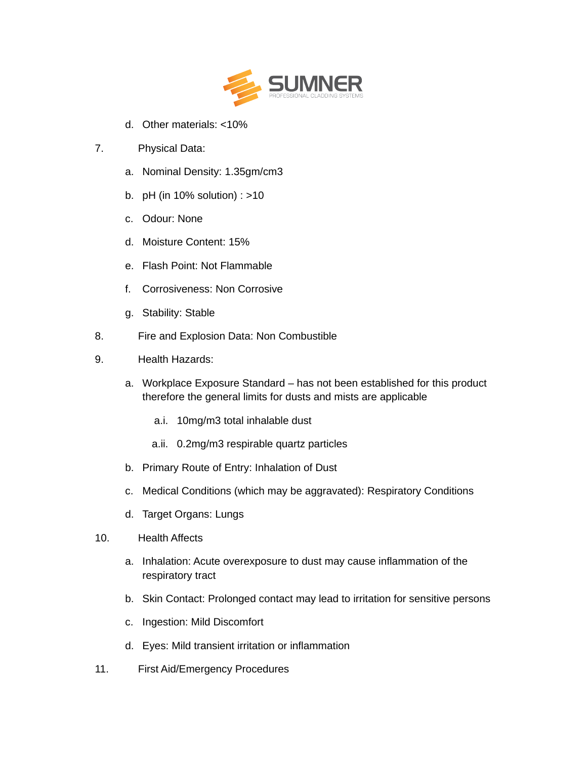d. Other materials: <10%

7. Physical Data:

   a. Nominal Density: 1.35gm/cm3

   b. pH (in 10% solution) : >10

   c. Odour: None

   d. Moisture Content: 15%

   e. Flash Point: Not Flammable

   f. Corrosiveness: Non Corrosive

   g. Stability: Stable

8. Fire and Explosion Data: Non Combustible

9. Health Hazards:

   a. Workplace Exposure Standard – has not been established for this product therefore the general limits for dusts and mists are applicable

      a.i. 10mg/m3 total inhalable dust

      a.ii. 0.2mg/m3 respirable quartz particles

   b. Primary Route of Entry: Inhalation of Dust

   c. Medical Conditions (which may be aggravated): Respiratory Conditions

   d. Target Organs: Lungs

10. Health Affects

   a. Inhalation: Acute overexposure to dust may cause inflammation of the respiratory tract

   b. Skin Contact: Prolonged contact may lead to irritation for sensitive persons

   c. Ingestion: Mild Discomfort

   d. Eyes: Mild transient irritation or inflammation

11. First Aid/Emergency Procedures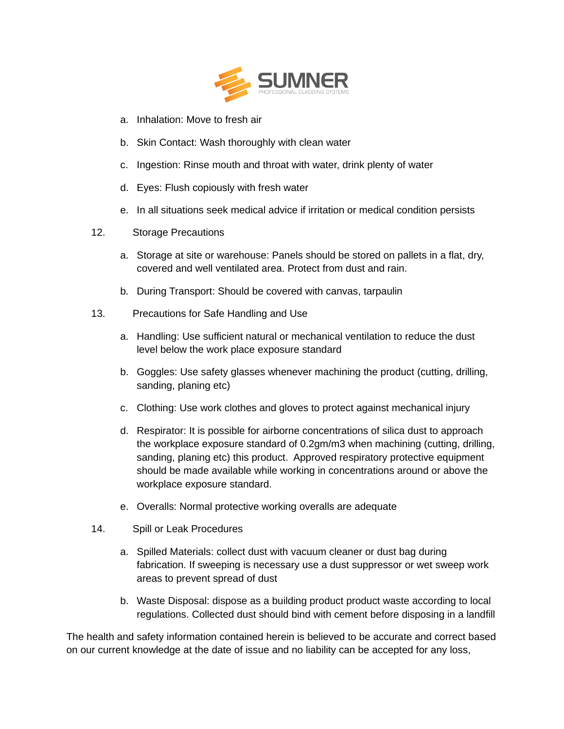a. Inhalation: Move to fresh air

b. Skin Contact: Wash thoroughly with clean water

c. Ingestion: Rinse mouth and throat with water, drink plenty of water

d. Eyes: Flush copiously with fresh water

e. In all situations seek medical advice if irritation or medical condition persists

12. Storage Precautions

a. Storage at site or warehouse: Panels should be stored on pallets in a flat, dry, covered and well ventilated area. Protect from dust and rain.

b. During Transport: Should be covered with canvas, tarpaulin

13. Precautions for Safe Handling and Use

a. Handling: Use sufficient natural or mechanical ventilation to reduce the dust level below the work place exposure standard

b. Goggles: Use safety glasses whenever machining the product (cutting, drilling, sanding, planing etc)

c. Clothing: Use work clothes and gloves to protect against mechanical injury

d. Respirator: It is possible for airborne concentrations of silica dust to approach the workplace exposure standard of 0.2gm/m3 when machining (cutting, drilling, sanding, planing etc) this product. Approved respiratory protective equipment should be made available while working in concentrations around or above the workplace exposure standard.

e. Overalls: Normal protective working overalls are adequate

14. Spill or Leak Procedures

a. Spilled Materials: collect dust with vacuum cleaner or dust bag during fabrication. If sweeping is necessary use a dust suppressor or wet sweep work areas to prevent spread of dust

b. Waste Disposal: dispose as a building product product waste according to local regulations. Collected dust should bind with cement before disposing in a landfill

The health and safety information contained herein is believed to be accurate and correct based on our current knowledge at the date of issue and no liability can be accepted for any loss,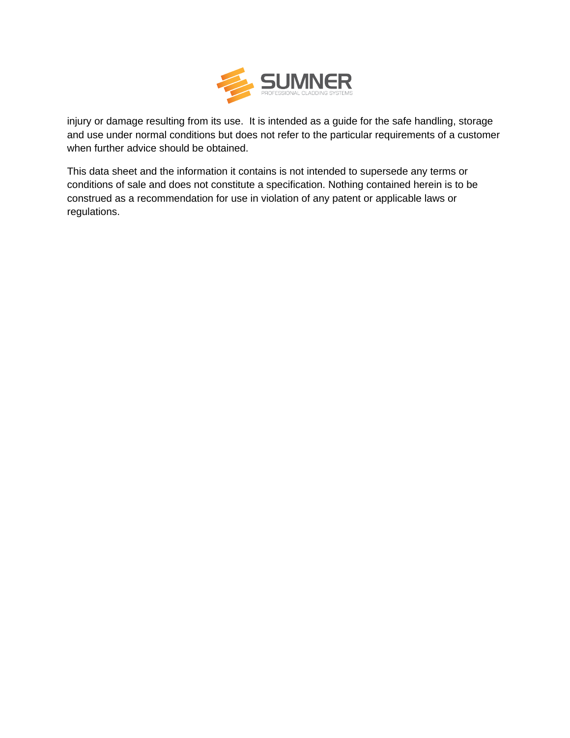injury or damage resulting from its use. It is intended as a guide for the safe handling, storage and use under normal conditions but does not refer to the particular requirements of a customer when further advice should be obtained.

This data sheet and the information it contains is not intended to supersede any terms or conditions of sale and does not constitute a specification. Nothing contained herein is to be construed as a recommendation for use in violation of any patent or applicable laws or regulations.